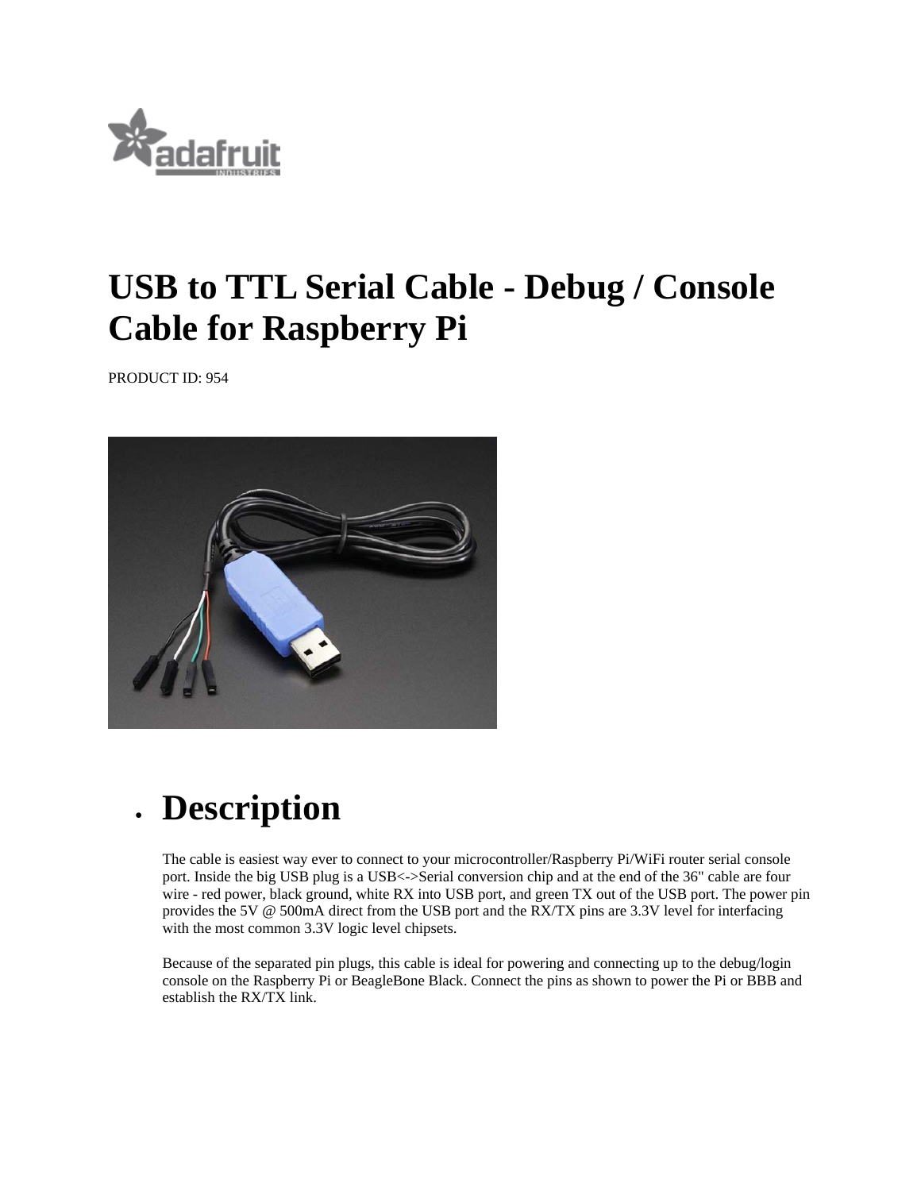# USB to TTL Serial Cable - Debug / Console Cable for Raspberry Pi

PRODUCT ID: 954

- ## Description

The cable is easiest way ever to connect to your microcontroller/Raspberry Pi/WiFi router serial console port. Inside the big USB plug is a USB<->Serial conversion chip and at the end of the 36" cable are four wire - red power, black ground, white RX into USB port, and green TX out of the USB port. The power pin provides the 5V @ 500mA direct from the USB port and the RX/TX pins are 3.3V level for interfacing with the most common 3.3V logic level chipsets.

Because of the separated pin plugs, this cable is ideal for powering and connecting up to the debug/login console on the Raspberry Pi or BeagleBone Black. Connect the pins as shown to power the Pi or BBB and establish the RX/TX link.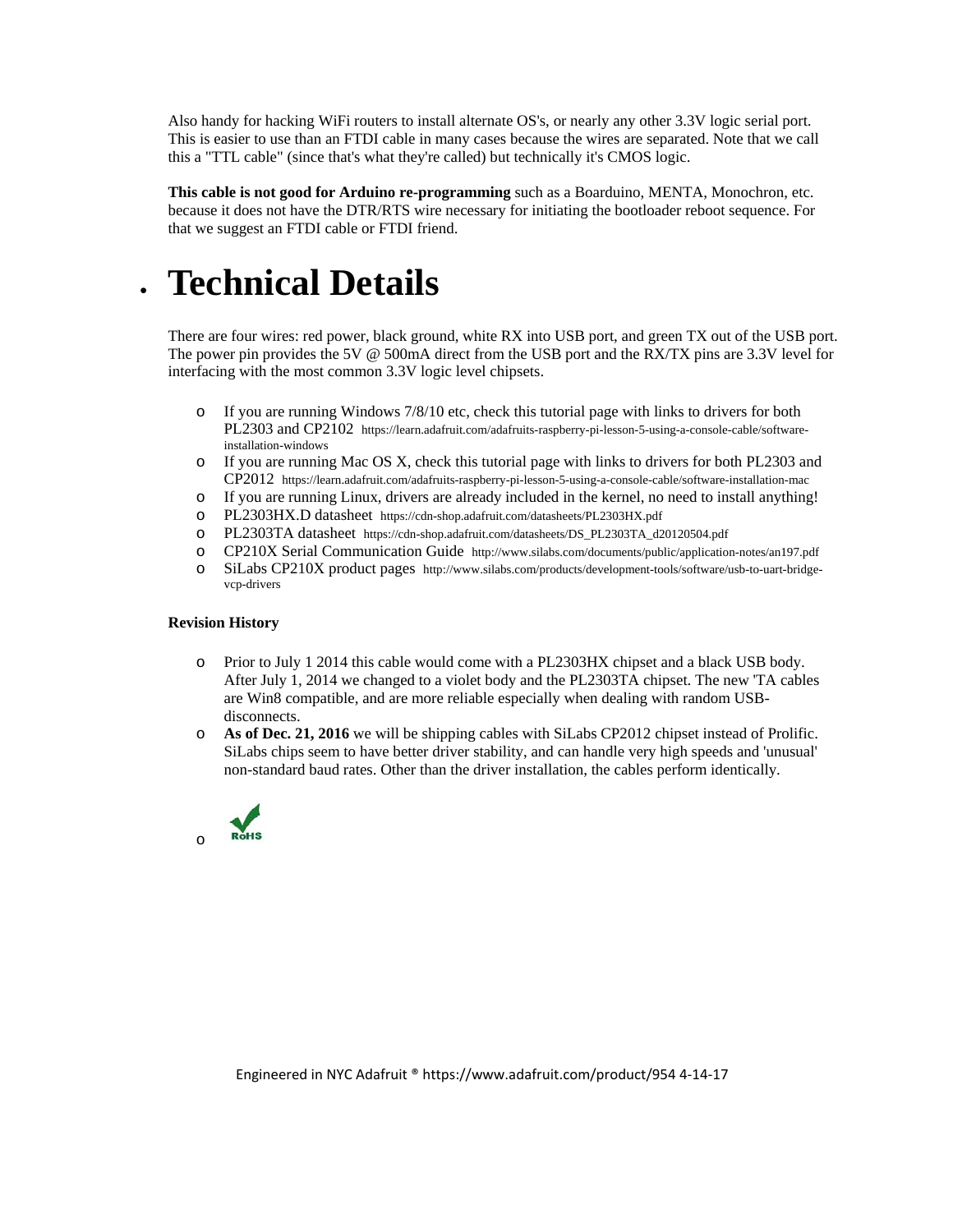Also handy for hacking WiFi routers to install alternate OS's, or nearly any other 3.3V logic serial port. This is easier to use than an FTDI cable in many cases because the wires are separated. Note that we call this a "TTL cable" (since that's what they're called) but technically it's CMOS logic.

**This cable is not good for Arduino re-programming** such as a Boarduino, MENTA, Monochron, etc. because it does not have the DTR/RTS wire necessary for initiating the bootloader reboot sequence. For that we suggest an FTDI cable or FTDI friend.

# Technical Details

There are four wires: red power, black ground, white RX into USB port, and green TX out of the USB port. The power pin provides the 5V @ 500mA direct from the USB port and the RX/TX pins are 3.3V level for interfacing with the most common 3.3V logic level chipsets.

- If you are running Windows 7/8/10 etc, check this tutorial page with links to drivers for both PL2303 and CP2102 https://learn.adafruit.com/adafruits-raspberry-pi-lesson-5-using-a-console-cable/software-installation-windows
- If you are running Mac OS X, check this tutorial page with links to drivers for both PL2303 and CP2012 https://learn.adafruit.com/adafruits-raspberry-pi-lesson-5-using-a-console-cable/software-installation-mac
- If you are running Linux, drivers are already included in the kernel, no need to install anything!
- PL2303HX.D datasheet https://cdn-shop.adafruit.com/datasheets/PL2303HX.pdf
- PL2303TA datasheet https://cdn-shop.adafruit.com/datasheets/DS_PL2303TA_d20120504.pdf
- CP210X Serial Communication Guide http://www.silabs.com/documents/public/application-notes/an197.pdf
- SiLabs CP210X product pages http://www.silabs.com/products/development-tools/software/usb-to-uart-bridge-vcp-drivers

**Revision History**

- Prior to July 1 2014 this cable would come with a PL2303HX chipset and a black USB body. After July 1, 2014 we changed to a violet body and the PL2303TA chipset. The new 'TA cables are Win8 compatible, and are more reliable especially when dealing with random USB-disconnects.
- **As of Dec. 21, 2016** we will be shipping cables with SiLabs CP2012 chipset instead of Prolific. SiLabs chips seem to have better driver stability, and can handle very high speeds and 'unusual' non-standard baud rates. Other than the driver installation, the cables perform identically.
- RoHS

Engineered in NYC Adafruit ® https://www.adafruit.com/product/954 4-14-17